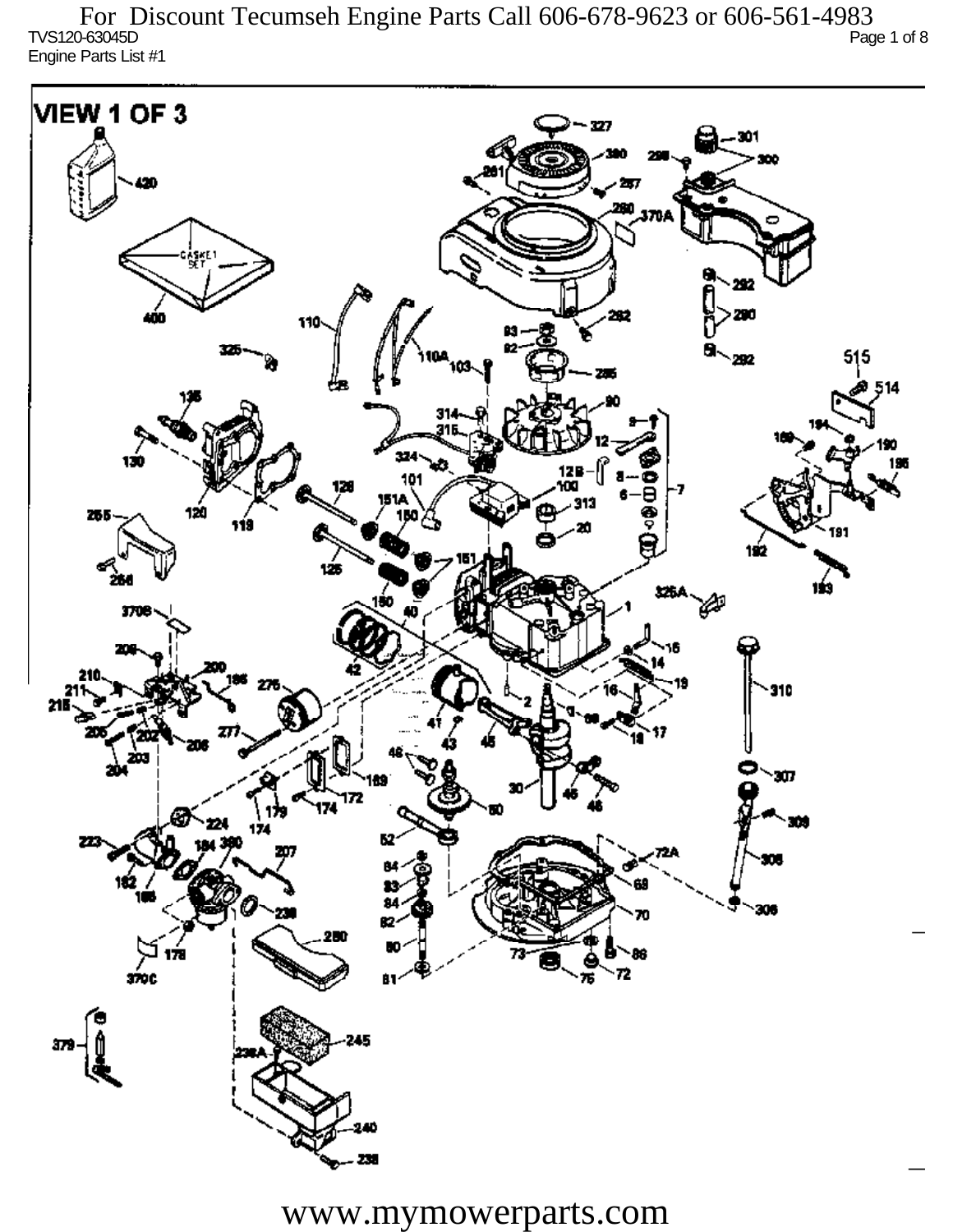TVS120-63045D

Engine Parts List #1

## VIEW 1 OF 3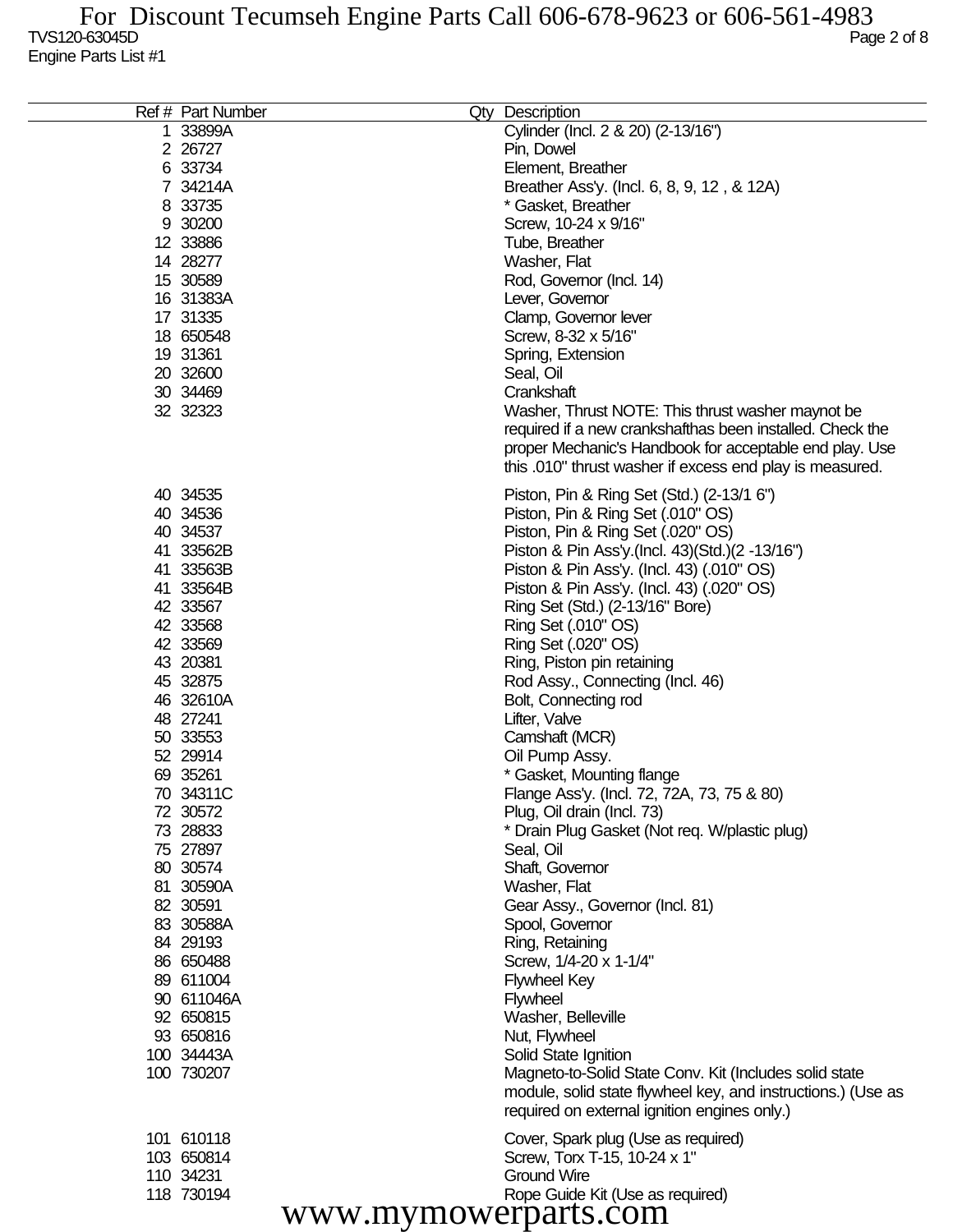| Ref # | Part Number | Qty | Description |
|---|---|---|---|
| 1 | 33899A | | Cylinder (Incl. 2 & 20) (2-13/16") |
| 2 | 26727 | | Pin, Dowel |
| 6 | 33734 | | Element, Breather |
| 7 | 34214A | | Breather Ass'y. (Incl. 6, 8, 9, 12 , & 12A) |
| 8 | 33735 | | * Gasket, Breather |
| 9 | 30200 | | Screw, 10-24 x 9/16" |
| 12 | 33886 | | Tube, Breather |
| 14 | 28277 | | Washer, Flat |
| 15 | 30589 | | Rod, Governor (Incl. 14) |
| 16 | 31383A | | Lever, Governor |
| 17 | 31335 | | Clamp, Governor lever |
| 18 | 650548 | | Screw, 8-32 x 5/16" |
| 19 | 31361 | | Spring, Extension |
| 20 | 32600 | | Seal, Oil |
| 30 | 34469 | | Crankshaft |
| 32 | 32323 | | Washer, Thrust NOTE: This thrust washer maynot be required if a new crankshafthas been installed. Check the proper Mechanic's Handbook for acceptable end play. Use this .010" thrust washer if excess end play is measured. |
| 40 | 34535 | | Piston, Pin & Ring Set (Std.) (2-13/1 6") |
| 40 | 34536 | | Piston, Pin & Ring Set (.010" OS) |
| 40 | 34537 | | Piston, Pin & Ring Set (.020" OS) |
| 41 | 33562B | | Piston & Pin Ass'y.(Incl. 43)(Std.)(2 -13/16") |
| 41 | 33563B | | Piston & Pin Ass'y. (Incl. 43) (.010" OS) |
| 41 | 33564B | | Piston & Pin Ass'y. (Incl. 43) (.020" OS) |
| 42 | 33567 | | Ring Set (Std.) (2-13/16" Bore) |
| 42 | 33568 | | Ring Set (.010" OS) |
| 42 | 33569 | | Ring Set (.020" OS) |
| 43 | 20381 | | Ring, Piston pin retaining |
| 45 | 32875 | | Rod Assy., Connecting (Incl. 46) |
| 46 | 32610A | | Bolt, Connecting rod |
| 48 | 27241 | | Lifter, Valve |
| 50 | 33553 | | Camshaft (MCR) |
| 52 | 29914 | | Oil Pump Assy. |
| 69 | 35261 | | * Gasket, Mounting flange |
| 70 | 34311C | | Flange Ass'y. (Incl. 72, 72A, 73, 75 & 80) |
| 72 | 30572 | | Plug, Oil drain (Incl. 73) |
| 73 | 28833 | | * Drain Plug Gasket (Not req. W/plastic plug) |
| 75 | 27897 | | Seal, Oil |
| 80 | 30574 | | Shaft, Governor |
| 81 | 30590A | | Washer, Flat |
| 82 | 30591 | | Gear Assy., Governor (Incl. 81) |
| 83 | 30588A | | Spool, Governor |
| 84 | 29193 | | Ring, Retaining |
| 86 | 650488 | | Screw, 1/4-20 x 1-1/4" |
| 89 | 611004 | | Flywheel Key |
| 90 | 611046A | | Flywheel |
| 92 | 650815 | | Washer, Belleville |
| 93 | 650816 | | Nut, Flywheel |
| 100 | 34443A | | Solid State Ignition |
| 100 | 730207 | | Magneto-to-Solid State Conv. Kit (Includes solid state module, solid state flywheel key, and instructions.) (Use as required on external ignition engines only.) |
| 101 | 610118 | | Cover, Spark plug (Use as required) |
| 103 | 650814 | | Screw, Torx T-15, 10-24 x 1" |
| 110 | 34231 | | Ground Wire |
| 118 | 730194 | | Rope Guide Kit (Use as required) |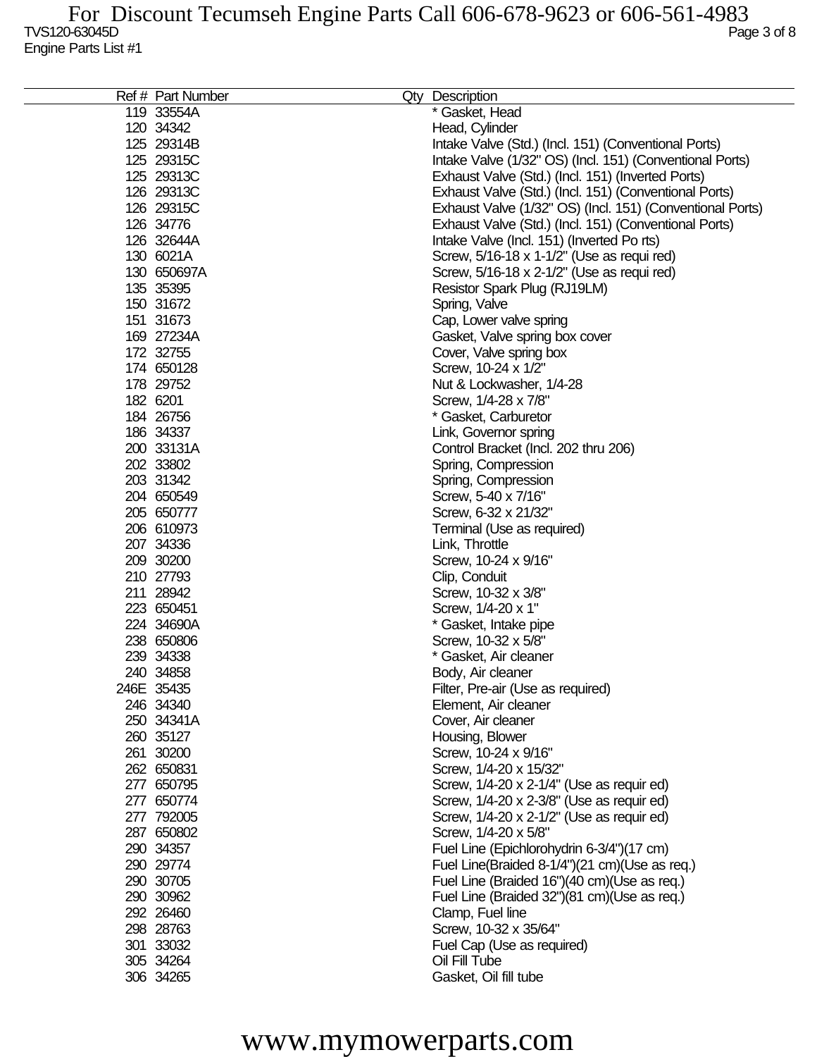For Discount Tecumseh Engine Parts Call 606-678-9623 or 606-561-4983

TVS120-63045D

Engine Parts List #1

| Ref # | Part Number | Qty | Description |
|---|---|---|---|
| 119 | 33554A | | * Gasket, Head |
| 120 | 34342 | | Head, Cylinder |
| 125 | 29314B | | Intake Valve (Std.) (Incl. 151) (Conventional Ports) |
| 125 | 29315C | | Intake Valve (1/32" OS) (Incl. 151) (Conventional Ports) |
| 125 | 29313C | | Exhaust Valve (Std.) (Incl. 151) (Inverted Ports) |
| 126 | 29313C | | Exhaust Valve (Std.) (Incl. 151) (Conventional Ports) |
| 126 | 29315C | | Exhaust Valve (1/32" OS) (Incl. 151) (Conventional Ports) |
| 126 | 34776 | | Exhaust Valve (Std.) (Incl. 151) (Conventional Ports) |
| 126 | 32644A | | Intake Valve (Incl. 151) (Inverted Po rts) |
| 130 | 6021A | | Screw, 5/16-18 x 1-1/2" (Use as requi red) |
| 130 | 650697A | | Screw, 5/16-18 x 2-1/2" (Use as requi red) |
| 135 | 35395 | | Resistor Spark Plug (RJ19LM) |
| 150 | 31672 | | Spring, Valve |
| 151 | 31673 | | Cap, Lower valve spring |
| 169 | 27234A | | Gasket, Valve spring box cover |
| 172 | 32755 | | Cover, Valve spring box |
| 174 | 650128 | | Screw, 10-24 x 1/2" |
| 178 | 29752 | | Nut & Lockwasher, 1/4-28 |
| 182 | 6201 | | Screw, 1/4-28 x 7/8" |
| 184 | 26756 | | * Gasket, Carburetor |
| 186 | 34337 | | Link, Governor spring |
| 200 | 33131A | | Control Bracket (Incl. 202 thru 206) |
| 202 | 33802 | | Spring, Compression |
| 203 | 31342 | | Spring, Compression |
| 204 | 650549 | | Screw, 5-40 x 7/16" |
| 205 | 650777 | | Screw, 6-32 x 21/32" |
| 206 | 610973 | | Terminal (Use as required) |
| 207 | 34336 | | Link, Throttle |
| 209 | 30200 | | Screw, 10-24 x 9/16" |
| 210 | 27793 | | Clip, Conduit |
| 211 | 28942 | | Screw, 10-32 x 3/8" |
| 223 | 650451 | | Screw, 1/4-20 x 1" |
| 224 | 34690A | | * Gasket, Intake pipe |
| 238 | 650806 | | Screw, 10-32 x 5/8" |
| 239 | 34338 | | * Gasket, Air cleaner |
| 240 | 34858 | | Body, Air cleaner |
| 246E | 35435 | | Filter, Pre-air (Use as required) |
| 246 | 34340 | | Element, Air cleaner |
| 250 | 34341A | | Cover, Air cleaner |
| 260 | 35127 | | Housing, Blower |
| 261 | 30200 | | Screw, 10-24 x 9/16" |
| 262 | 650831 | | Screw, 1/4-20 x 15/32" |
| 277 | 650795 | | Screw, 1/4-20 x 2-1/4" (Use as requir ed) |
| 277 | 650774 | | Screw, 1/4-20 x 2-3/8" (Use as requir ed) |
| 277 | 792005 | | Screw, 1/4-20 x 2-1/2" (Use as requir ed) |
| 287 | 650802 | | Screw, 1/4-20 x 5/8" |
| 290 | 34357 | | Fuel Line (Epichlorohydrin 6-3/4")(17 cm) |
| 290 | 29774 | | Fuel Line(Braided 8-1/4")(21 cm)(Use as req.) |
| 290 | 30705 | | Fuel Line (Braided 16")(40 cm)(Use as req.) |
| 290 | 30962 | | Fuel Line (Braided 32")(81 cm)(Use as req.) |
| 292 | 26460 | | Clamp, Fuel line |
| 298 | 28763 | | Screw, 10-32 x 35/64" |
| 301 | 33032 | | Fuel Cap (Use as required) |
| 305 | 34264 | | Oil Fill Tube |
| 306 | 34265 | | Gasket, Oil fill tube |

www.mymowerparts.com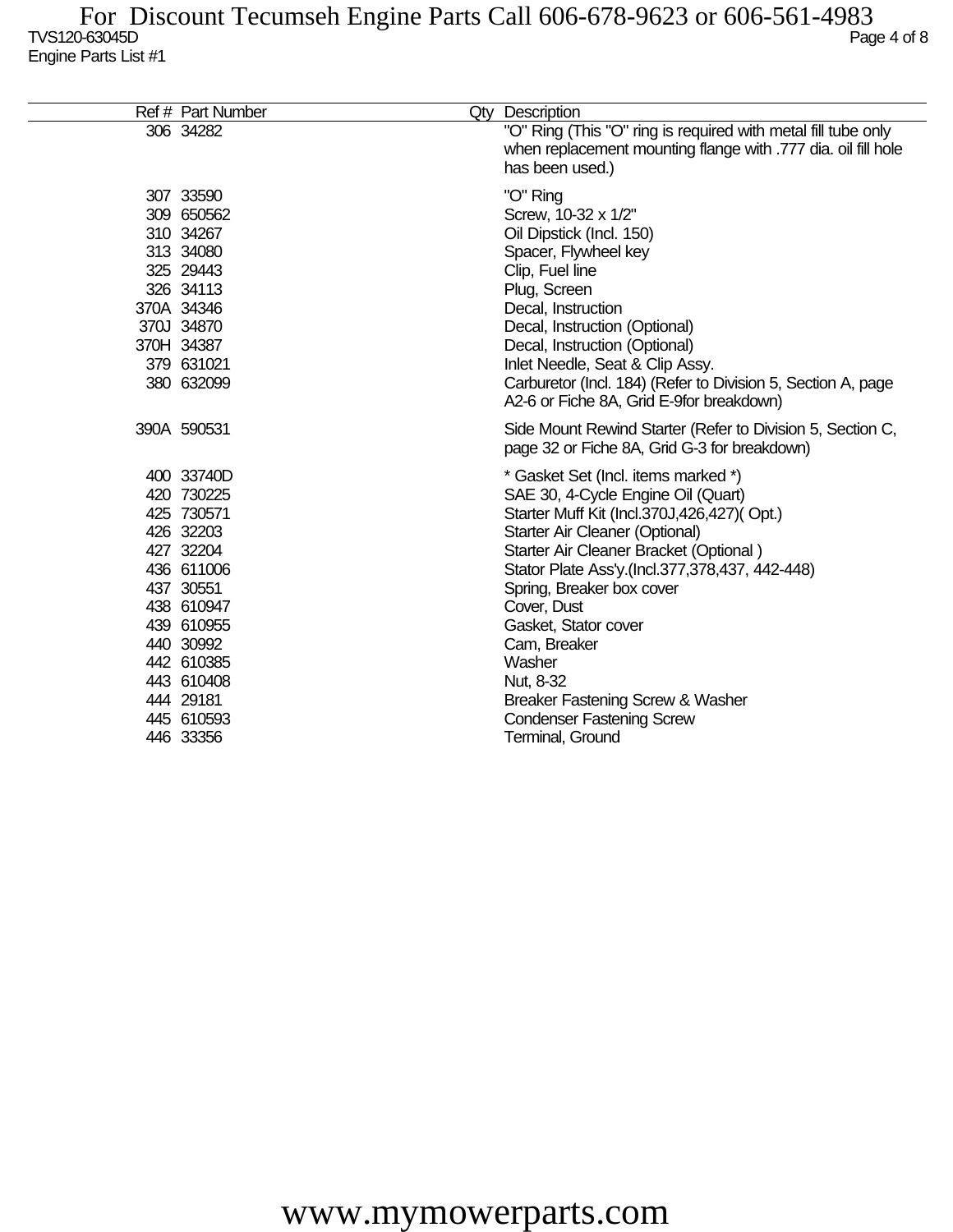| Ref # | Part Number | Qty | Description |
|---|---|---|---|
| 306 | 34282 | | "O" Ring (This "O" ring is required with metal fill tube only when replacement mounting flange with .777 dia. oil fill hole has been used.) |
| 307 | 33590 | | "O" Ring |
| 309 | 650562 | | Screw, 10-32 x 1/2" |
| 310 | 34267 | | Oil Dipstick (Incl. 150) |
| 313 | 34080 | | Spacer, Flywheel key |
| 325 | 29443 | | Clip, Fuel line |
| 326 | 34113 | | Plug, Screen |
| 370A | 34346 | | Decal, Instruction |
| 370J | 34870 | | Decal, Instruction (Optional) |
| 370H | 34387 | | Decal, Instruction (Optional) |
| 379 | 631021 | | Inlet Needle, Seat & Clip Assy. |
| 380 | 632099 | | Carburetor (Incl. 184) (Refer to Division 5, Section A, page A2-6 or Fiche 8A, Grid E-9for breakdown) |
| 390A | 590531 | | Side Mount Rewind Starter (Refer to Division 5, Section C, page 32 or Fiche 8A, Grid G-3 for breakdown) |
| 400 | 33740D | | * Gasket Set (Incl. items marked *) |
| 420 | 730225 | | SAE 30, 4-Cycle Engine Oil (Quart) |
| 425 | 730571 | | Starter Muff Kit (Incl.370J,426,427)( Opt.) |
| 426 | 32203 | | Starter Air Cleaner (Optional) |
| 427 | 32204 | | Starter Air Cleaner Bracket (Optional ) |
| 436 | 611006 | | Stator Plate Ass'y.(Incl.377,378,437, 442-448) |
| 437 | 30551 | | Spring, Breaker box cover |
| 438 | 610947 | | Cover, Dust |
| 439 | 610955 | | Gasket, Stator cover |
| 440 | 30992 | | Cam, Breaker |
| 442 | 610385 | | Washer |
| 443 | 610408 | | Nut, 8-32 |
| 444 | 29181 | | Breaker Fastening Screw & Washer |
| 445 | 610593 | | Condenser Fastening Screw |
| 446 | 33356 | | Terminal, Ground |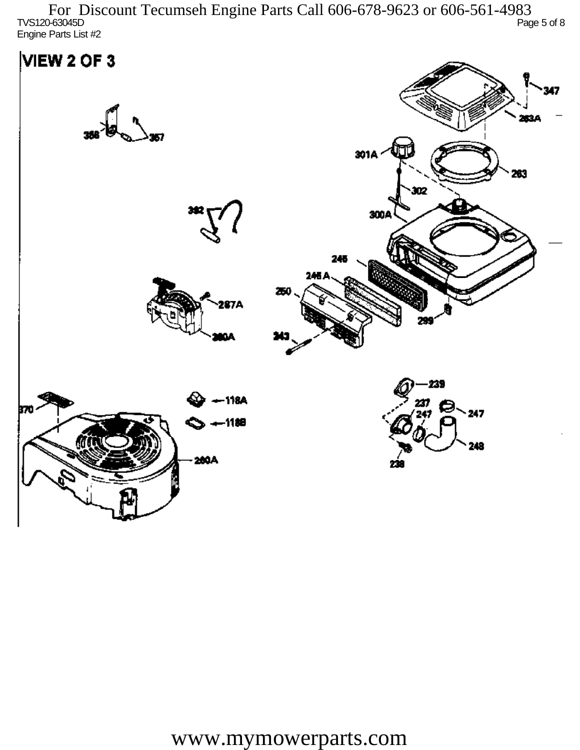For Discount Tecumseh Engine Parts Call 606-678-9623 or 606-561-4983

TVS120-63045D

Engine Parts List #2

# VIEW 2 OF 3

347
263A
358
357
301A
263
302
300A
392
245
245 A
250
287A
299
280A
243
239
118A
237
247
247
370
118B
248
238
260A

www.mymowerparts.com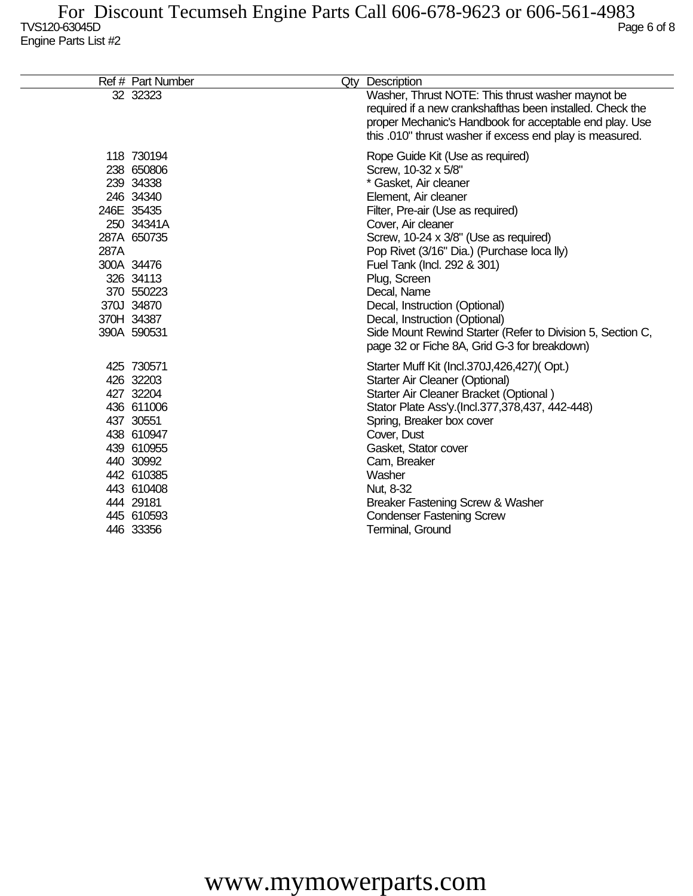For Discount Tecumseh Engine Parts Call 606-678-9623 or 606-561-4983

TVS120-63045D

Engine Parts List #2

| Ref # | Part Number | Qty | Description |
|---|---|---|---|
| 32 | 32323 | | Washer, Thrust NOTE: This thrust washer maynot be required if a new crankshafthas been installed. Check the proper Mechanic's Handbook for acceptable end play. Use this .010" thrust washer if excess end play is measured. |
| 118 | 730194 | | Rope Guide Kit (Use as required) |
| 238 | 650806 | | Screw, 10-32 x 5/8" |
| 239 | 34338 | | * Gasket, Air cleaner |
| 246 | 34340 | | Element, Air cleaner |
| 246E | 35435 | | Filter, Pre-air (Use as required) |
| 250 | 34341A | | Cover, Air cleaner |
| 287A | 650735 | | Screw, 10-24 x 3/8" (Use as required) |
| 287A | | | Pop Rivet (3/16" Dia.) (Purchase loca lly) |
| 300A | 34476 | | Fuel Tank (Incl. 292 & 301) |
| 326 | 34113 | | Plug, Screen |
| 370 | 550223 | | Decal, Name |
| 370J | 34870 | | Decal, Instruction (Optional) |
| 370H | 34387 | | Decal, Instruction (Optional) |
| 390A | 590531 | | Side Mount Rewind Starter (Refer to Division 5, Section C, page 32 or Fiche 8A, Grid G-3 for breakdown) |
| 425 | 730571 | | Starter Muff Kit (Incl.370J,426,427)( Opt.) |
| 426 | 32203 | | Starter Air Cleaner (Optional) |
| 427 | 32204 | | Starter Air Cleaner Bracket (Optional ) |
| 436 | 611006 | | Stator Plate Ass'y.(Incl.377,378,437, 442-448) |
| 437 | 30551 | | Spring, Breaker box cover |
| 438 | 610947 | | Cover, Dust |
| 439 | 610955 | | Gasket, Stator cover |
| 440 | 30992 | | Cam, Breaker |
| 442 | 610385 | | Washer |
| 443 | 610408 | | Nut, 8-32 |
| 444 | 29181 | | Breaker Fastening Screw & Washer |
| 445 | 610593 | | Condenser Fastening Screw |
| 446 | 33356 | | Terminal, Ground |

www.mymowerparts.com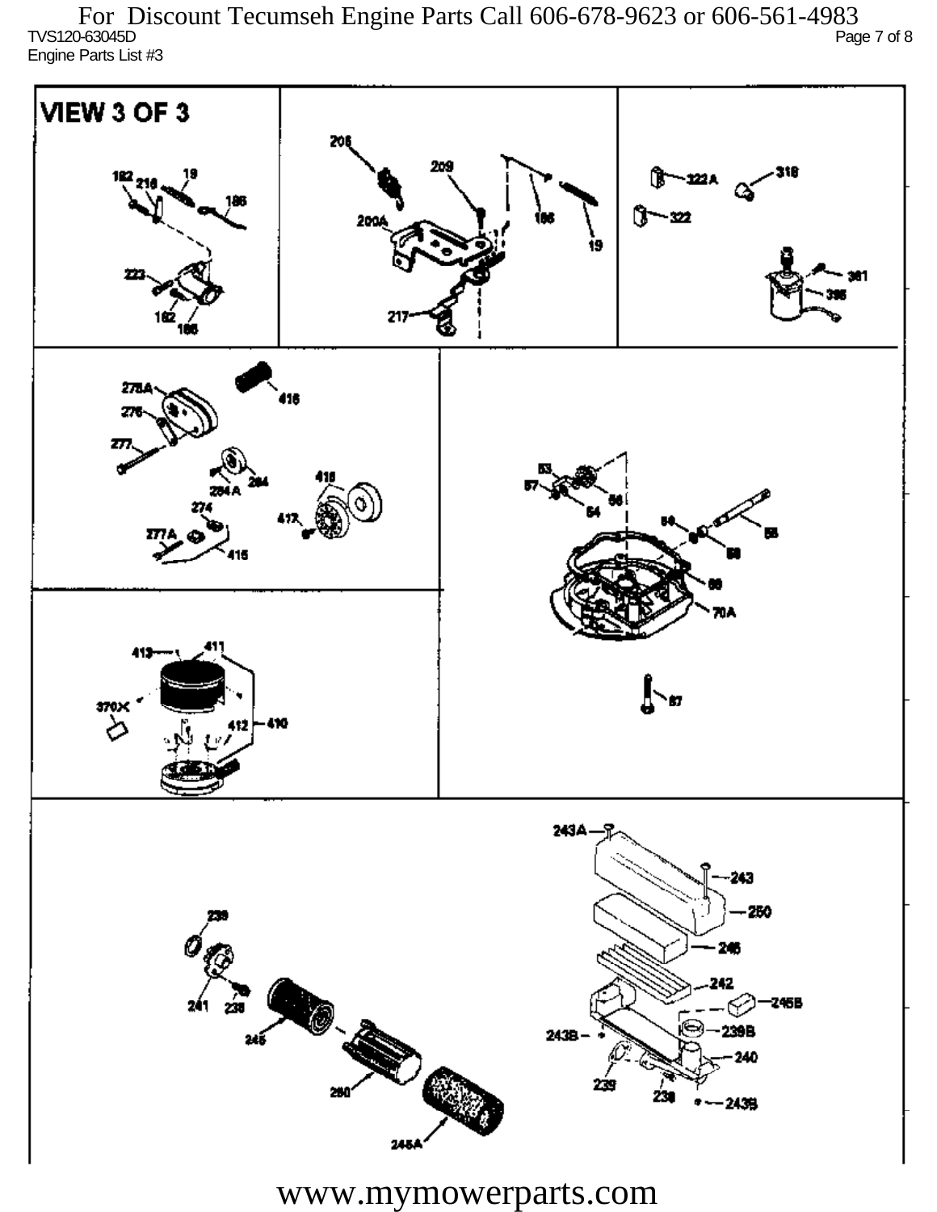# VIEW 3 OF 3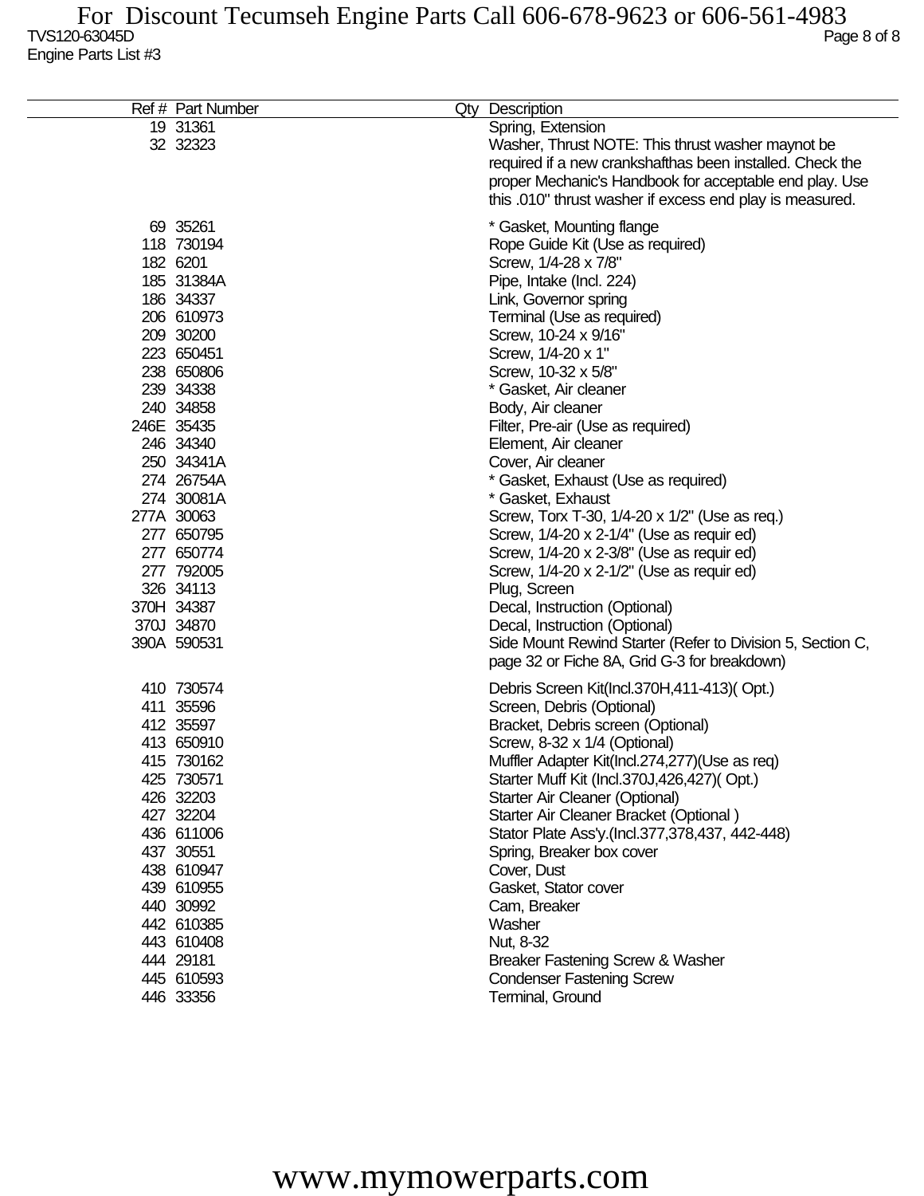| Ref # | Part Number | Qty | Description |
|---|---|---|---|
| 19 | 31361 | | Spring, Extension |
| 32 | 32323 | | Washer, Thrust NOTE: This thrust washer maynot be required if a new crankshafthas been installed. Check the proper Mechanic's Handbook for acceptable end play. Use this .010" thrust washer if excess end play is measured. |
| 69 | 35261 | | * Gasket, Mounting flange |
| 118 | 730194 | | Rope Guide Kit (Use as required) |
| 182 | 6201 | | Screw, 1/4-28 x 7/8" |
| 185 | 31384A | | Pipe, Intake (Incl. 224) |
| 186 | 34337 | | Link, Governor spring |
| 206 | 610973 | | Terminal (Use as required) |
| 209 | 30200 | | Screw, 10-24 x 9/16" |
| 223 | 650451 | | Screw, 1/4-20 x 1" |
| 238 | 650806 | | Screw, 10-32 x 5/8" |
| 239 | 34338 | | * Gasket, Air cleaner |
| 240 | 34858 | | Body, Air cleaner |
| 246E | 35435 | | Filter, Pre-air (Use as required) |
| 246 | 34340 | | Element, Air cleaner |
| 250 | 34341A | | Cover, Air cleaner |
| 274 | 26754A | | * Gasket, Exhaust (Use as required) |
| 274 | 30081A | | * Gasket, Exhaust |
| 277A | 30063 | | Screw, Torx T-30, 1/4-20 x 1/2" (Use as req.) |
| 277 | 650795 | | Screw, 1/4-20 x 2-1/4" (Use as requir ed) |
| 277 | 650774 | | Screw, 1/4-20 x 2-3/8" (Use as requir ed) |
| 277 | 792005 | | Screw, 1/4-20 x 2-1/2" (Use as requir ed) |
| 326 | 34113 | | Plug, Screen |
| 370H | 34387 | | Decal, Instruction (Optional) |
| 370J | 34870 | | Decal, Instruction (Optional) |
| 390A | 590531 | | Side Mount Rewind Starter (Refer to Division 5, Section C, page 32 or Fiche 8A, Grid G-3 for breakdown) |
| 410 | 730574 | | Debris Screen Kit(Incl.370H,411-413)( Opt.) |
| 411 | 35596 | | Screen, Debris (Optional) |
| 412 | 35597 | | Bracket, Debris screen (Optional) |
| 413 | 650910 | | Screw, 8-32 x 1/4 (Optional) |
| 415 | 730162 | | Muffler Adapter Kit(Incl.274,277)(Use as req) |
| 425 | 730571 | | Starter Muff Kit (Incl.370J,426,427)( Opt.) |
| 426 | 32203 | | Starter Air Cleaner (Optional) |
| 427 | 32204 | | Starter Air Cleaner Bracket (Optional ) |
| 436 | 611006 | | Stator Plate Ass'y.(Incl.377,378,437, 442-448) |
| 437 | 30551 | | Spring, Breaker box cover |
| 438 | 610947 | | Cover, Dust |
| 439 | 610955 | | Gasket, Stator cover |
| 440 | 30992 | | Cam, Breaker |
| 442 | 610385 | | Washer |
| 443 | 610408 | | Nut, 8-32 |
| 444 | 29181 | | Breaker Fastening Screw & Washer |
| 445 | 610593 | | Condenser Fastening Screw |
| 446 | 33356 | | Terminal, Ground |